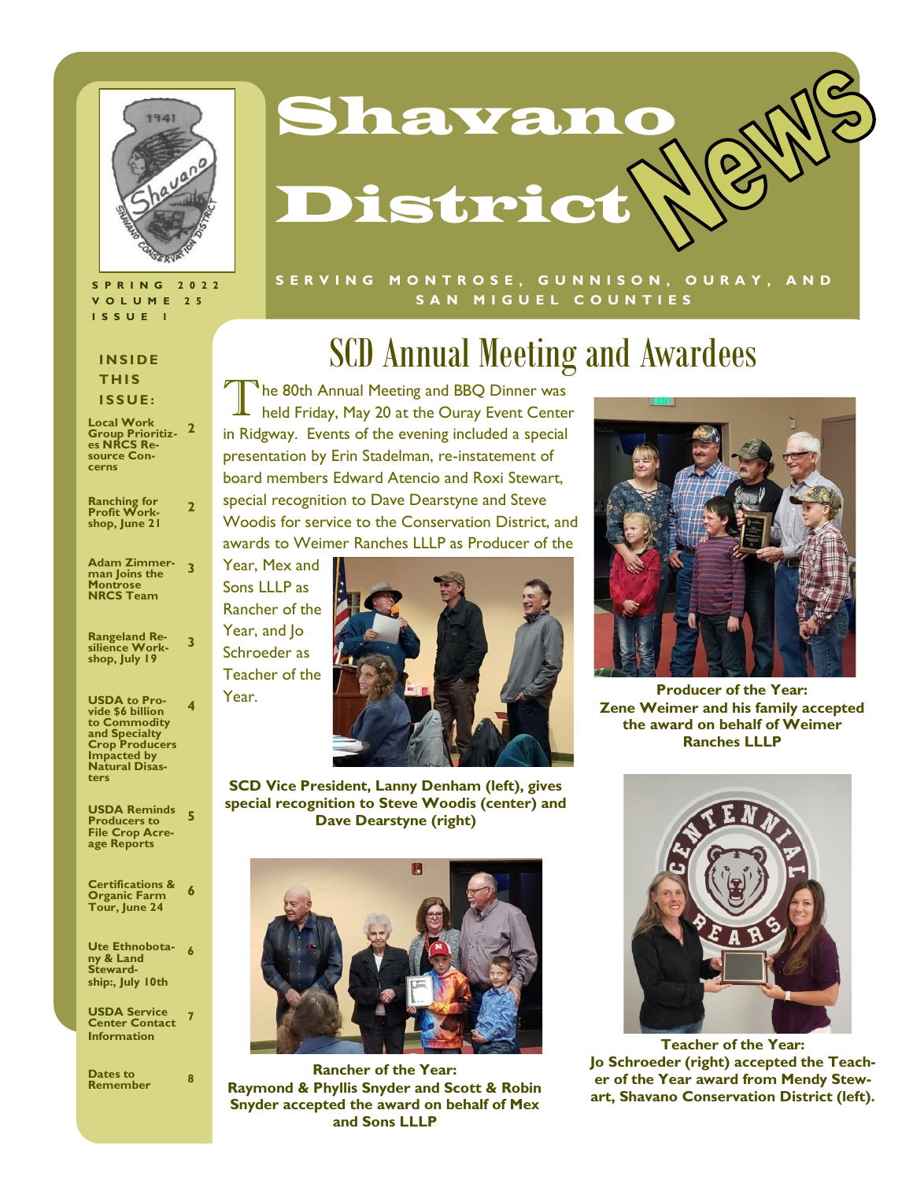# Shavano District News

SPRING 2022
VOLUME 25
ISSUE 1

SERVING MONTROSE, GUNNISON, OURAY, AND SAN MIGUEL COUNTIES

**INSIDE THIS ISSUE:**

| | |
|---|---|
| Local Work Group Prioritizes NRCS Resource Concerns | 2 |
| Ranching for Profit Workshop, June 21 | 2 |
| Adam Zimmerman Joins the Montrose NRCS Team | 3 |
| Rangeland Resilience Workshop, July 19 | 3 |
| USDA to Provide $6 billion to Commodity and Specialty Crop Producers Impacted by Natural Disasters | 4 |
| USDA Reminds Producers to File Crop Acreage Reports | 5 |
| Certifications & Organic Farm Tour, June 24 | 6 |
| Ute Ethnobotany & Land Stewardship:, July 10th | 6 |
| USDA Service Center Contact Information | 7 |
| Dates to Remember | 8 |

## SCD Annual Meeting and Awardees

The 80th Annual Meeting and BBQ Dinner was held Friday, May 20 at the Ouray Event Center in Ridgway. Events of the evening included a special presentation by Erin Stadelman, re-instatement of board members Edward Atencio and Roxi Stewart, special recognition to Dave Dearstyne and Steve Woodis for service to the Conservation District, and awards to Weimer Ranches LLLP as Producer of the Year, Mex and Sons LLLP as Rancher of the Year, and Jo Schroeder as Teacher of the Year.

**SCD Vice President, Lanny Denham (left), gives special recognition to Steve Woodis (center) and Dave Dearstyne (right)**

**Producer of the Year: Zene Weimer and his family accepted the award on behalf of Weimer Ranches LLLP**

**Rancher of the Year: Raymond & Phyllis Snyder and Scott & Robin Snyder accepted the award on behalf of Mex and Sons LLLP**

**Teacher of the Year: Jo Schroeder (right) accepted the Teacher of the Year award from Mendy Stewart, Shavano Conservation District (left).**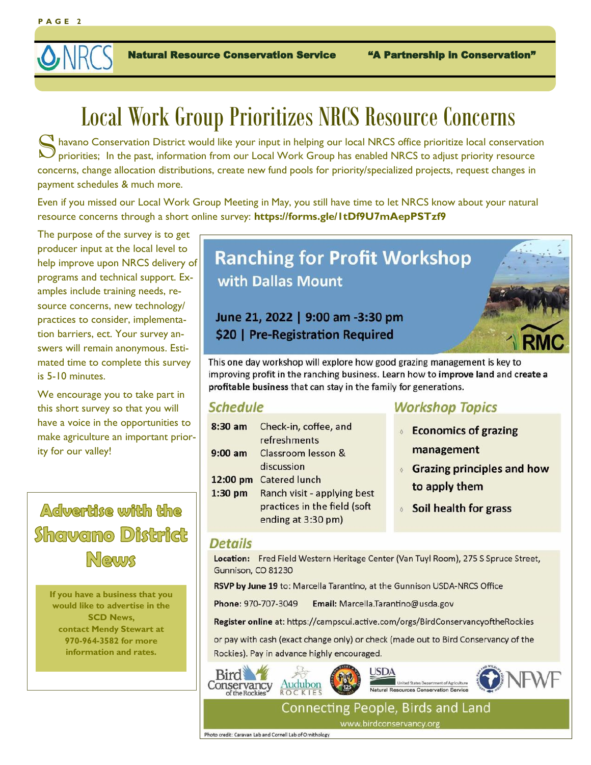**Natural Resource Conservation Service** **"A Partnership in Conservation"**

# Local Work Group Prioritizes NRCS Resource Concerns

Shavano Conservation District would like your input in helping our local NRCS office prioritize local conservation priorities; In the past, information from our Local Work Group has enabled NRCS to adjust priority resource concerns, change allocation distributions, create new fund pools for priority/specialized projects, request changes in payment schedules & much more.

Even if you missed our Local Work Group Meeting in May, you still have time to let NRCS know about your natural resource concerns through a short online survey: **https://forms.gle/1tDf9U7mAepPSTzf9**

The purpose of the survey is to get producer input at the local level to help improve upon NRCS delivery of programs and technical support. Examples include training needs, resource concerns, new technology/ practices to consider, implementation barriers, ect. Your survey answers will remain anonymous. Estimated time to complete this survey is 5-10 minutes.

We encourage you to take part in this short survey so that you will have a voice in the opportunities to make agriculture an important priority for our valley!

## Advertise with the Shavano District News

**If you have a business that you would like to advertise in the SCD News, contact Mendy Stewart at 970-964-3582 for more information and rates.**

## Ranching for Profit Workshop

### with Dallas Mount

**June 21, 2022 | 9:00 am -3:30 pm**
**$20 | Pre-Registration Required**

This one day workshop will explore how good grazing management is key to improving profit in the ranching business. Learn how to **improve land** and **create a profitable business** that can stay in the family for generations.

### *Schedule*

| | |
|---|---|
| **8:30 am** | Check-in, coffee, and refreshments |
| **9:00 am** | Classroom lesson & discussion |
| **12:00 pm** | Catered lunch |
| **1:30 pm** | Ranch visit - applying best practices in the field (soft ending at 3:30 pm) |

### *Workshop Topics*

- **Economics of grazing management**
- **Grazing principles and how to apply them**
- **Soil health for grass**

### *Details*

**Location:** Fred Field Western Heritage Center (Van Tuyl Room), 275 S Spruce Street, Gunnison, CO 81230

**RSVP by June 19** to: Marcella Tarantino, at the Gunnison USDA-NRCS Office

**Phone**: 970-707-3049 **Email:** Marcella.Tarantino@usda.gov

**Register online** at: https://campscui.active.com/orgs/BirdConservancyoftheRockies

or pay with cash (exact change only) or check (made out to Bird Conservancy of the Rockies). Pay in advance highly encouraged.

Connecting People, Birds and Land
www.birdconservancy.org

Photo credit: Caravan Lab and Cornell Lab of Ornithology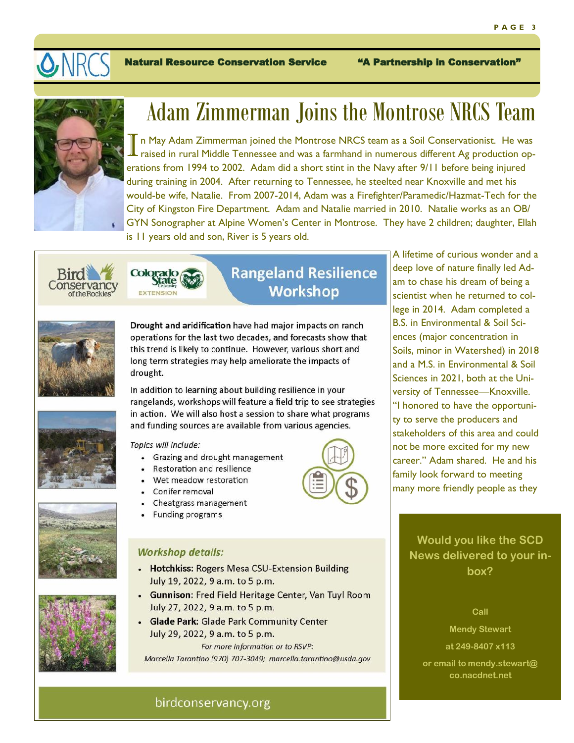**Natural Resource Conservation Service** **"A Partnership in Conservation"**

# Adam Zimmerman Joins the Montrose NRCS Team

In May Adam Zimmerman joined the Montrose NRCS team as a Soil Conservationist. He was raised in rural Middle Tennessee and was a farmhand in numerous different Ag production operations from 1994 to 2002. Adam did a short stint in the Navy after 9/11 before being injured during training in 2004. After returning to Tennessee, he steelted near Knoxville and met his would-be wife, Natalie. From 2007-2014, Adam was a Firefighter/Paramedic/Hazmat-Tech for the City of Kingston Fire Department. Adam and Natalie married in 2010. Natalie works as an OB/GYN Sonographer at Alpine Women's Center in Montrose. They have 2 children; daughter, Ellah is 11 years old and son, River is 5 years old.

A lifetime of curious wonder and a deep love of nature finally led Adam to chase his dream of being a scientist when he returned to college in 2014. Adam completed a B.S. in Environmental & Soil Sciences (major concentration in Soils, minor in Watershed) in 2018 and a M.S. in Environmental & Soil Sciences in 2021, both at the University of Tennessee—Knoxville. "I honored to have the opportunity to serve the producers and stakeholders of this area and could not be more excited for my new career." Adam shared. He and his family look forward to meeting many more friendly people as they

## Rangeland Resilience Workshop

Bird Conservancy of the Rockies — Colorado State University Extension

**Drought and aridification** have had major impacts on ranch operations for the last two decades, and forecasts show that this trend is likely to continue. However, various short and long term strategies may help ameliorate the impacts of drought.

In addition to learning about building resilience in your rangelands, workshops will feature a field trip to see strategies in action. We will also host a session to share what programs and funding sources are available from various agencies.

*Topics will include:*

- Grazing and drought management
- Restoration and resilience
- Wet meadow restoration
- Conifer removal
- Cheatgrass management
- Funding programs

### *Workshop details:*

- **Hotchkiss:** Rogers Mesa CSU-Extension Building
  July 19, 2022, 9 a.m. to 5 p.m.
- **Gunnison:** Fred Field Heritage Center, Van Tuyl Room
  July 27, 2022, 9 a.m. to 5 p.m.
- **Glade Park:** Glade Park Community Center
  July 29, 2022, 9 a.m. to 5 p.m.

*For more information or to RSVP:*
*Marcella Tarantino (970) 707-3049; marcella.tarantino@usda.gov*

birdconservancy.org

**Would you like the SCD News delivered to your inbox?**

**Call**

**Mendy Stewart**

**at 249-8407 x113**

**or email to mendy.stewart@co.nacdnet.net**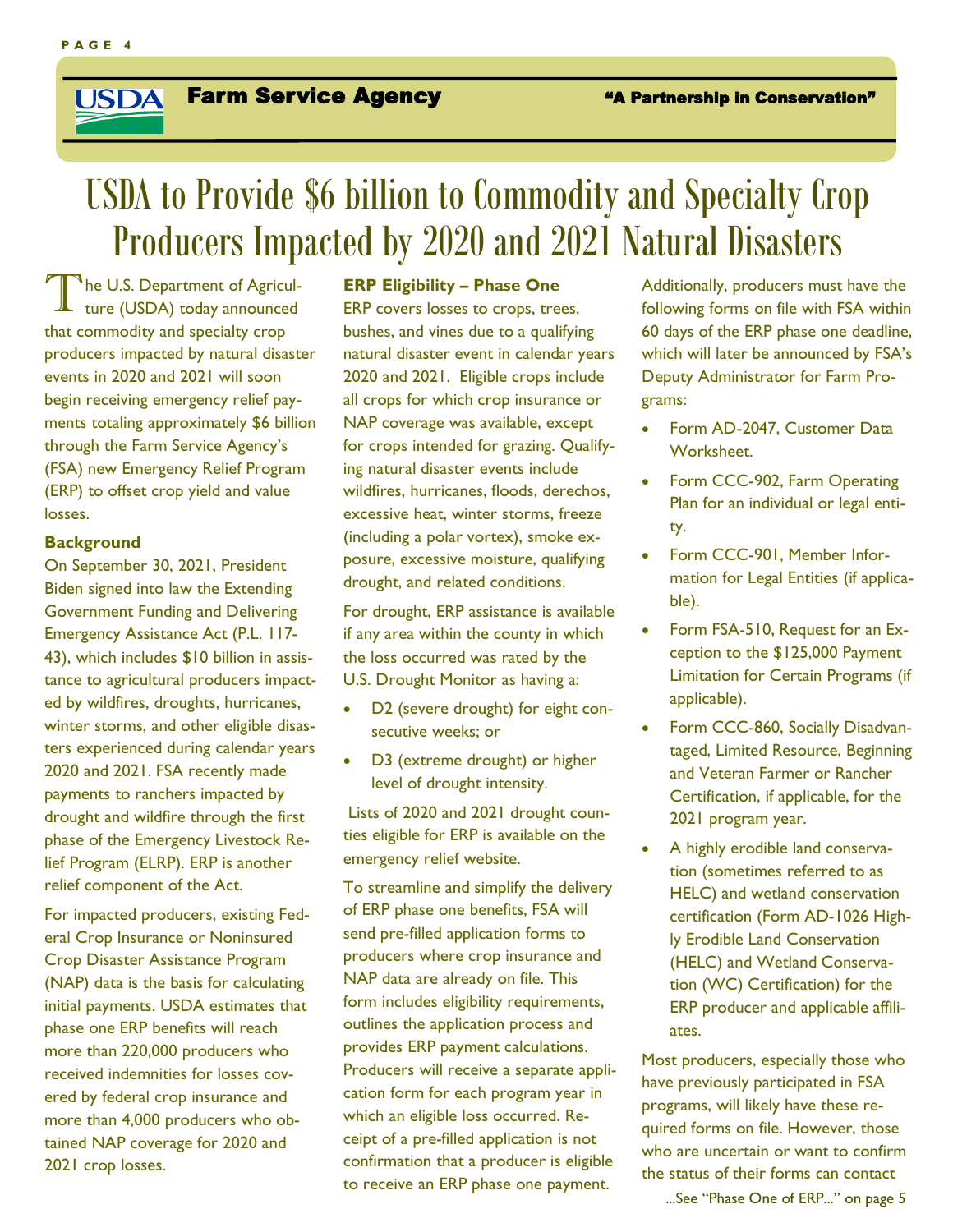USDA **Farm Service Agency** "A Partnership in Conservation"

# USDA to Provide $6 billion to Commodity and Specialty Crop Producers Impacted by 2020 and 2021 Natural Disasters

The U.S. Department of Agriculture (USDA) today announced that commodity and specialty crop producers impacted by natural disaster events in 2020 and 2021 will soon begin receiving emergency relief payments totaling approximately $6 billion through the Farm Service Agency's (FSA) new Emergency Relief Program (ERP) to offset crop yield and value losses.

**Background**

On September 30, 2021, President Biden signed into law the Extending Government Funding and Delivering Emergency Assistance Act (P.L. 117-43), which includes $10 billion in assistance to agricultural producers impacted by wildfires, droughts, hurricanes, winter storms, and other eligible disasters experienced during calendar years 2020 and 2021. FSA recently made payments to ranchers impacted by drought and wildfire through the first phase of the Emergency Livestock Relief Program (ELRP). ERP is another relief component of the Act.

For impacted producers, existing Federal Crop Insurance or Noninsured Crop Disaster Assistance Program (NAP) data is the basis for calculating initial payments. USDA estimates that phase one ERP benefits will reach more than 220,000 producers who received indemnities for losses covered by federal crop insurance and more than 4,000 producers who obtained NAP coverage for 2020 and 2021 crop losses.

**ERP Eligibility – Phase One**

ERP covers losses to crops, trees, bushes, and vines due to a qualifying natural disaster event in calendar years 2020 and 2021. Eligible crops include all crops for which crop insurance or NAP coverage was available, except for crops intended for grazing. Qualifying natural disaster events include wildfires, hurricanes, floods, derechos, excessive heat, winter storms, freeze (including a polar vortex), smoke exposure, excessive moisture, qualifying drought, and related conditions.

For drought, ERP assistance is available if any area within the county in which the loss occurred was rated by the U.S. Drought Monitor as having a:

- D2 (severe drought) for eight consecutive weeks; or
- D3 (extreme drought) or higher level of drought intensity.

Lists of 2020 and 2021 drought counties eligible for ERP is available on the emergency relief website.

To streamline and simplify the delivery of ERP phase one benefits, FSA will send pre-filled application forms to producers where crop insurance and NAP data are already on file. This form includes eligibility requirements, outlines the application process and provides ERP payment calculations. Producers will receive a separate application form for each program year in which an eligible loss occurred. Receipt of a pre-filled application is not confirmation that a producer is eligible to receive an ERP phase one payment.

Additionally, producers must have the following forms on file with FSA within 60 days of the ERP phase one deadline, which will later be announced by FSA's Deputy Administrator for Farm Programs:

- Form AD-2047, Customer Data Worksheet.
- Form CCC-902, Farm Operating Plan for an individual or legal entity.
- Form CCC-901, Member Information for Legal Entities (if applicable).
- Form FSA-510, Request for an Exception to the $125,000 Payment Limitation for Certain Programs (if applicable).
- Form CCC-860, Socially Disadvantaged, Limited Resource, Beginning and Veteran Farmer or Rancher Certification, if applicable, for the 2021 program year.
- A highly erodible land conservation (sometimes referred to as HELC) and wetland conservation certification (Form AD-1026 Highly Erodible Land Conservation (HELC) and Wetland Conservation (WC) Certification) for the ERP producer and applicable affiliates.

Most producers, especially those who have previously participated in FSA programs, will likely have these required forms on file. However, those who are uncertain or want to confirm the status of their forms can contact

...See "Phase One of ERP..." on page 5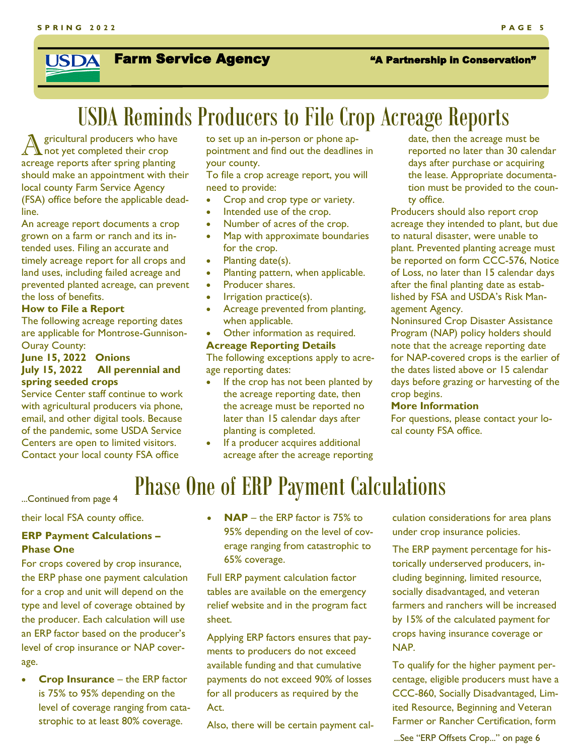# USDA Reminds Producers to File Crop Acreage Reports

Agricultural producers who have not yet completed their crop acreage reports after spring planting should make an appointment with their local county Farm Service Agency (FSA) office before the applicable deadline.

An acreage report documents a crop grown on a farm or ranch and its intended uses. Filing an accurate and timely acreage report for all crops and land uses, including failed acreage and prevented planted acreage, can prevent the loss of benefits.

**How to File a Report**

The following acreage reporting dates are applicable for Montrose-Gunnison-Ouray County:

**June 15, 2022 Onions**
**July 15, 2022 All perennial and spring seeded crops**

Service Center staff continue to work with agricultural producers via phone, email, and other digital tools. Because of the pandemic, some USDA Service Centers are open to limited visitors. Contact your local county FSA office to set up an in-person or phone appointment and find out the deadlines in your county.

To file a crop acreage report, you will need to provide:

- Crop and crop type or variety.
- Intended use of the crop.
- Number of acres of the crop.
- Map with approximate boundaries for the crop.
- Planting date(s).
- Planting pattern, when applicable.
- Producer shares.
- Irrigation practice(s).
- Acreage prevented from planting, when applicable.
- Other information as required.

**Acreage Reporting Details**

The following exceptions apply to acreage reporting dates:

- If the crop has not been planted by the acreage reporting date, then the acreage must be reported no later than 15 calendar days after planting is completed.
- If a producer acquires additional acreage after the acreage reporting date, then the acreage must be reported no later than 30 calendar days after purchase or acquiring the lease. Appropriate documentation must be provided to the county office.

Producers should also report crop acreage they intended to plant, but due to natural disaster, were unable to plant. Prevented planting acreage must be reported on form CCC-576, Notice of Loss, no later than 15 calendar days after the final planting date as established by FSA and USDA's Risk Management Agency.

Noninsured Crop Disaster Assistance Program (NAP) policy holders should note that the acreage reporting date for NAP-covered crops is the earlier of the dates listed above or 15 calendar days before grazing or harvesting of the crop begins.

**More Information**

For questions, please contact your local county FSA office.

# Phase One of ERP Payment Calculations

...Continued from page 4

their local FSA county office.

**ERP Payment Calculations – Phase One**

For crops covered by crop insurance, the ERP phase one payment calculation for a crop and unit will depend on the type and level of coverage obtained by the producer. Each calculation will use an ERP factor based on the producer's level of crop insurance or NAP coverage.

- **Crop Insurance** – the ERP factor is 75% to 95% depending on the level of coverage ranging from catastrophic to at least 80% coverage.
- **NAP** – the ERP factor is 75% to 95% depending on the level of coverage ranging from catastrophic to 65% coverage.

Full ERP payment calculation factor tables are available on the emergency relief website and in the program fact sheet.

Applying ERP factors ensures that payments to producers do not exceed available funding and that cumulative payments do not exceed 90% of losses for all producers as required by the Act.

Also, there will be certain payment calculation considerations for area plans under crop insurance policies.

The ERP payment percentage for historically underserved producers, including beginning, limited resource, socially disadvantaged, and veteran farmers and ranchers will be increased by 15% of the calculated payment for crops having insurance coverage or NAP.

To qualify for the higher payment percentage, eligible producers must have a CCC-860, Socially Disadvantaged, Limited Resource, Beginning and Veteran Farmer or Rancher Certification, form

...See "ERP Offsets Crop..." on page 6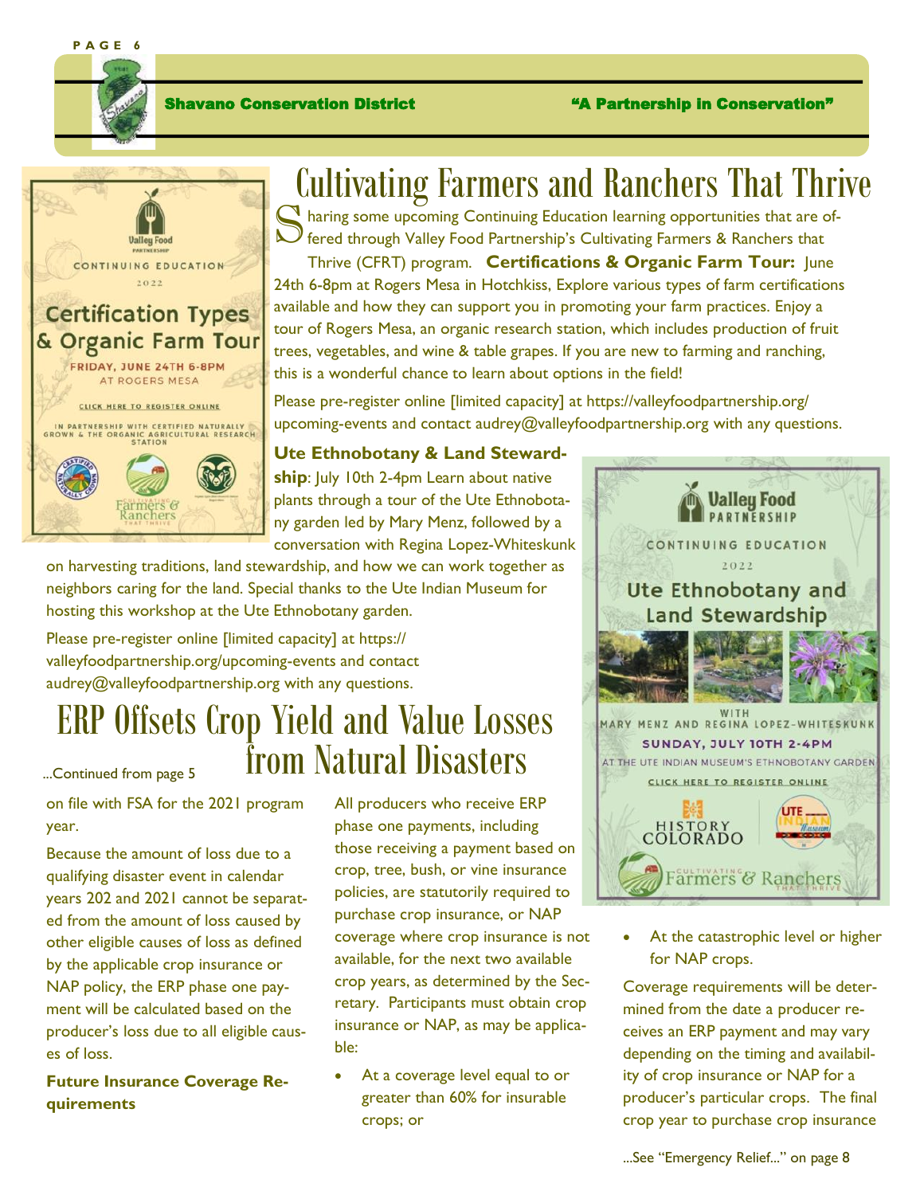# Cultivating Farmers and Ranchers That Thrive

Sharing some upcoming Continuing Education learning opportunities that are offered through Valley Food Partnership's Cultivating Farmers & Ranchers that Thrive (CFRT) program. **Certifications & Organic Farm Tour:** June 24th 6-8pm at Rogers Mesa in Hotchkiss, Explore various types of farm certifications available and how they can support you in promoting your farm practices. Enjoy a tour of Rogers Mesa, an organic research station, which includes production of fruit trees, vegetables, and wine & table grapes. If you are new to farming and ranching, this is a wonderful chance to learn about options in the field!

Please pre-register online [limited capacity] at https://valleyfoodpartnership.org/upcoming-events and contact audrey@valleyfoodpartnership.org with any questions.

Valley Food Partnership
CONTINUING EDUCATION
2022
Certification Types & Organic Farm Tour
FRIDAY, JUNE 24TH 6-8PM
AT ROGERS MESA
CLICK HERE TO REGISTER ONLINE
IN PARTNERSHIP WITH CERTIFIED NATURALLY GROWN & THE ORGANIC AGRICULTURAL RESEARCH STATION

**Ute Ethnobotany & Land Stewardship**: July 10th 2-4pm Learn about native plants through a tour of the Ute Ethnobotany garden led by Mary Menz, followed by a conversation with Regina Lopez-Whiteskunk on harvesting traditions, land stewardship, and how we can work together as neighbors caring for the land. Special thanks to the Ute Indian Museum for hosting this workshop at the Ute Ethnobotany garden.

Please pre-register online [limited capacity] at https://valleyfoodpartnership.org/upcoming-events and contact audrey@valleyfoodpartnership.org with any questions.

Valley Food Partnership
CONTINUING EDUCATION
2022
Ute Ethnobotany and Land Stewardship
WITH MARY MENZ AND REGINA LOPEZ-WHITESKUNK
SUNDAY, JULY 10TH 2-4PM
AT THE UTE INDIAN MUSEUM'S ETHNOBOTANY GARDEN
CLICK HERE TO REGISTER ONLINE

# ERP Offsets Crop Yield and Value Losses from Natural Disasters

...Continued from page 5

on file with FSA for the 2021 program year.

Because the amount of loss due to a qualifying disaster event in calendar years 202 and 2021 cannot be separated from the amount of loss caused by other eligible causes of loss as defined by the applicable crop insurance or NAP policy, the ERP phase one payment will be calculated based on the producer's loss due to all eligible causes of loss.

**Future Insurance Coverage Requirements**

All producers who receive ERP phase one payments, including those receiving a payment based on crop, tree, bush, or vine insurance policies, are statutorily required to purchase crop insurance, or NAP coverage where crop insurance is not available, for the next two available crop years, as determined by the Secretary. Participants must obtain crop insurance or NAP, as may be applicable:

- At a coverage level equal to or greater than 60% for insurable crops; or
- At the catastrophic level or higher for NAP crops.

Coverage requirements will be determined from the date a producer receives an ERP payment and may vary depending on the timing and availability of crop insurance or NAP for a producer's particular crops. The final crop year to purchase crop insurance

...See "Emergency Relief..." on page 8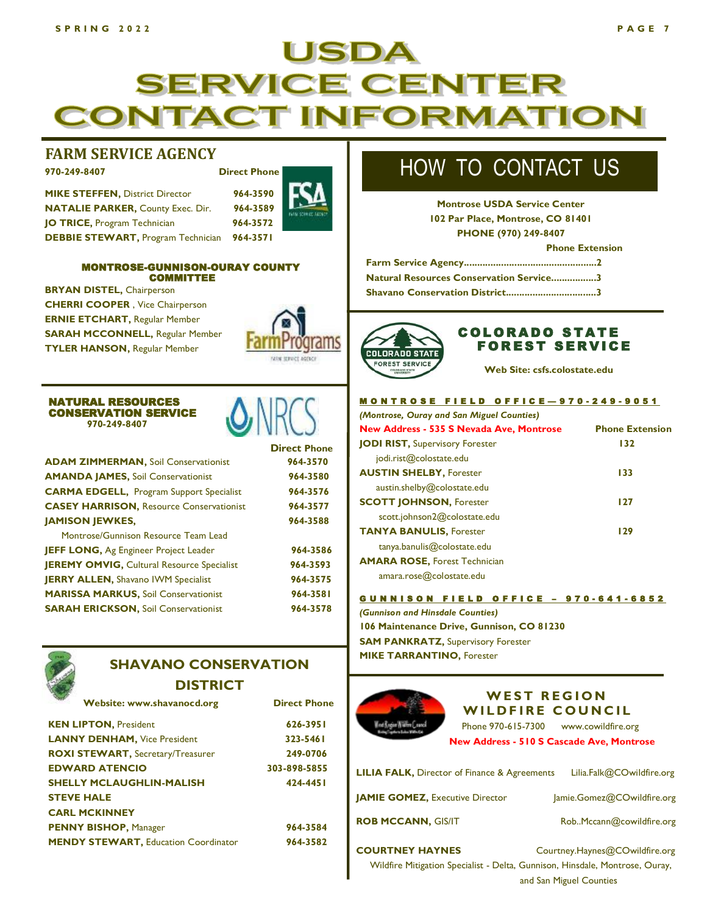# USDA SERVICE CENTER CONTACT INFORMATION

## FARM SERVICE AGENCY

| 970-249-8407 | Direct Phone |
|---|---|
| **MIKE STEFFEN,** District Director | 964-3590 |
| **NATALIE PARKER,** County Exec. Dir. | 964-3589 |
| **JO TRICE,** Program Technician | 964-3572 |
| **DEBBIE STEWART,** Program Technician | 964-3571 |

### MONTROSE-GUNNISON-OURAY COUNTY COMMITTEE

**BRYAN DISTEL,** Chairperson
**CHERRI COOPER** , Vice Chairperson
**ERNIE ETCHART,** Regular Member
**SARAH MCCONNELL,** Regular Member
**TYLER HANSON,** Regular Member

## NATURAL RESOURCES CONSERVATION SERVICE

970-249-8407

| | Direct Phone |
|---|---|
| **ADAM ZIMMERMAN,** Soil Conservationist | 964-3570 |
| **AMANDA JAMES,** Soil Conservationist | 964-3580 |
| **CARMA EDGELL,** Program Support Specialist | 964-3576 |
| **CASEY HARRISON,** Resource Conservationist | 964-3577 |
| **JAMISON JEWKES,** Montrose/Gunnison Resource Team Lead | 964-3588 |
| **JEFF LONG,** Ag Engineer Project Leader | 964-3586 |
| **JEREMY OMVIG,** Cultural Resource Specialist | 964-3593 |
| **JERRY ALLEN,** Shavano IWM Specialist | 964-3575 |
| **MARISSA MARKUS,** Soil Conservationist | 964-3581 |
| **SARAH ERICKSON,** Soil Conservationist | 964-3578 |

## SHAVANO CONSERVATION DISTRICT

| Website: www.shavanocd.org | Direct Phone |
|---|---|
| **KEN LIPTON,** President | 626-3951 |
| **LANNY DENHAM,** Vice President | 323-5461 |
| **ROXI STEWART,** Secretary/Treasurer | 249-0706 |
| **EDWARD ATENCIO** | 303-898-5855 |
| **SHELLY MCLAUGHLIN-MALISH** | 424-4451 |
| **STEVE HALE** | |
| **CARL MCKINNEY** | |
| **PENNY BISHOP,** Manager | 964-3584 |
| **MENDY STEWART,** Education Coordinator | 964-3582 |

## HOW TO CONTACT US

**Montrose USDA Service Center**
**102 Par Place, Montrose, CO 81401**
**PHONE (970) 249-8407**

| | Phone Extension |
|---|---|
| **Farm Service Agency** | **2** |
| **Natural Resources Conservation Service** | **3** |
| **Shavano Conservation District** | **3** |

## COLORADO STATE FOREST SERVICE

**Web Site: csfs.colostate.edu**

### MONTROSE FIELD OFFICE—970-249-9051

*(Montrose, Ouray and San Miguel Counties)*

| **New Address - 535 S Nevada Ave, Montrose** | **Phone Extension** |
|---|---|
| **JODI RIST,** Supervisory Forester<br>jodi.rist@colostate.edu | 132 |
| **AUSTIN SHELBY,** Forester<br>austin.shelby@colostate.edu | 133 |
| **SCOTT JOHNSON,** Forester<br>scott.johnson2@colostate.edu | 127 |
| **TANYA BANULIS,** Forester<br>tanya.banulis@colostate.edu | 129 |
| **AMARA ROSE,** Forest Technician<br>amara.rose@colostate.edu | |

### GUNNISON FIELD OFFICE – 970-641-6852

*(Gunnison and Hinsdale Counties)*
**106 Maintenance Drive, Gunnison, CO 81230**
**SAM PANKRATZ,** Supervisory Forester
**MIKE TARRANTINO,** Forester

## WEST REGION WILDFIRE COUNCIL

Phone 970-615-7300 www.cowildfire.org
**New Address - 510 S Cascade Ave, Montrose**

| | |
|---|---|
| **LILIA FALK,** Director of Finance & Agreements | Lilia.Falk@COwildfire.org |
| **JAMIE GOMEZ,** Executive Director | Jamie.Gomez@COwildfire.org |
| **ROB MCCANN,** GIS/IT | Rob..Mccann@cowildfire.org |
| **COURTNEY HAYNES** | Courtney.Haynes@COwildfire.org |

Wildfire Mitigation Specialist - Delta, Gunnison, Hinsdale, Montrose, Ouray, and San Miguel Counties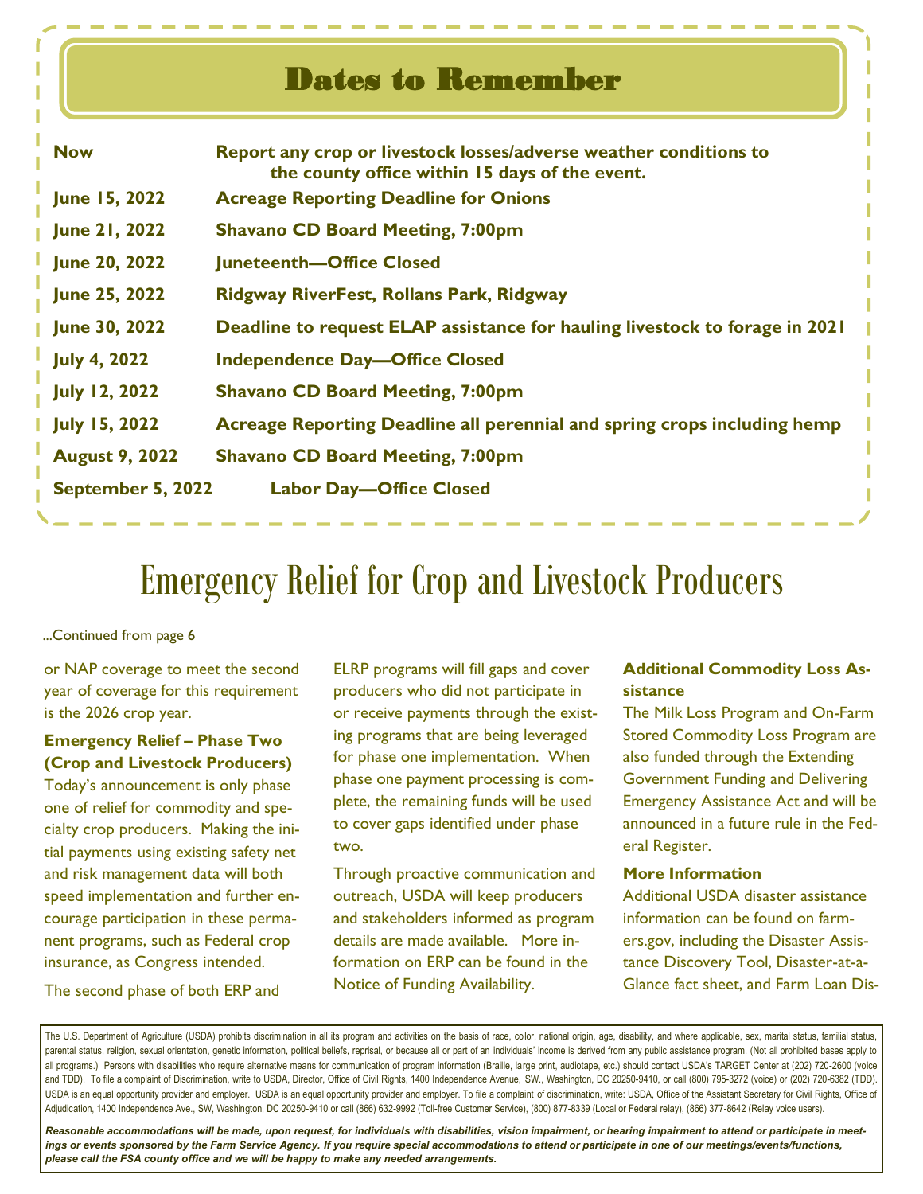## Dates to Remember

| | |
|---|---|
| **Now** | **Report any crop or livestock losses/adverse weather conditions to the county office within 15 days of the event.** |
| **June 15, 2022** | **Acreage Reporting Deadline for Onions** |
| **June 21, 2022** | **Shavano CD Board Meeting, 7:00pm** |
| **June 20, 2022** | **Juneteenth—Office Closed** |
| **June 25, 2022** | **Ridgway RiverFest, Rollans Park, Ridgway** |
| **June 30, 2022** | **Deadline to request ELAP assistance for hauling livestock to forage in 2021** |
| **July 4, 2022** | **Independence Day—Office Closed** |
| **July 12, 2022** | **Shavano CD Board Meeting, 7:00pm** |
| **July 15, 2022** | **Acreage Reporting Deadline all perennial and spring crops including hemp** |
| **August 9, 2022** | **Shavano CD Board Meeting, 7:00pm** |
| **September 5, 2022** | **Labor Day—Office Closed** |

# Emergency Relief for Crop and Livestock Producers

...Continued from page 6

or NAP coverage to meet the second year of coverage for this requirement is the 2026 crop year.

**Emergency Relief – Phase Two (Crop and Livestock Producers)**

Today's announcement is only phase one of relief for commodity and specialty crop producers. Making the initial payments using existing safety net and risk management data will both speed implementation and further encourage participation in these permanent programs, such as Federal crop insurance, as Congress intended.

The second phase of both ERP and ELRP programs will fill gaps and cover producers who did not participate in or receive payments through the existing programs that are being leveraged for phase one implementation. When phase one payment processing is complete, the remaining funds will be used to cover gaps identified under phase two.

Through proactive communication and outreach, USDA will keep producers and stakeholders informed as program details are made available. More information on ERP can be found in the Notice of Funding Availability.

**Additional Commodity Loss Assistance**

The Milk Loss Program and On-Farm Stored Commodity Loss Program are also funded through the Extending Government Funding and Delivering Emergency Assistance Act and will be announced in a future rule in the Federal Register.

**More Information**

Additional USDA disaster assistance information can be found on farmers.gov, including the Disaster Assistance Discovery Tool, Disaster-at-a-Glance fact sheet, and Farm Loan Dis-

The U.S. Department of Agriculture (USDA) prohibits discrimination in all its program and activities on the basis of race, color, national origin, age, disability, and where applicable, sex, marital status, familial status, parental status, religion, sexual orientation, genetic information, political beliefs, reprisal, or because all or part of an individuals' income is derived from any public assistance program. (Not all prohibited bases apply to all programs.) Persons with disabilities who require alternative means for communication of program information (Braille, large print, audiotape, etc.) should contact USDA's TARGET Center at (202) 720-2600 (voice and TDD). To file a complaint of Discrimination, write to USDA, Director, Office of Civil Rights, 1400 Independence Avenue, SW., Washington, DC 20250-9410, or call (800) 795-3272 (voice) or (202) 720-6382 (TDD). USDA is an equal opportunity provider and employer. USDA is an equal opportunity provider and employer. To file a complaint of discrimination, write: USDA, Office of the Assistant Secretary for Civil Rights, Office of Adjudication, 1400 Independence Ave., SW, Washington, DC 20250-9410 or call (866) 632-9992 (Toll-free Customer Service), (800) 877-8339 (Local or Federal relay), (866) 377-8642 (Relay voice users).

***Reasonable accommodations will be made, upon request, for individuals with disabilities, vision impairment, or hearing impairment to attend or participate in meetings or events sponsored by the Farm Service Agency. If you require special accommodations to attend or participate in one of our meetings/events/functions, please call the FSA county office and we will be happy to make any needed arrangements.***